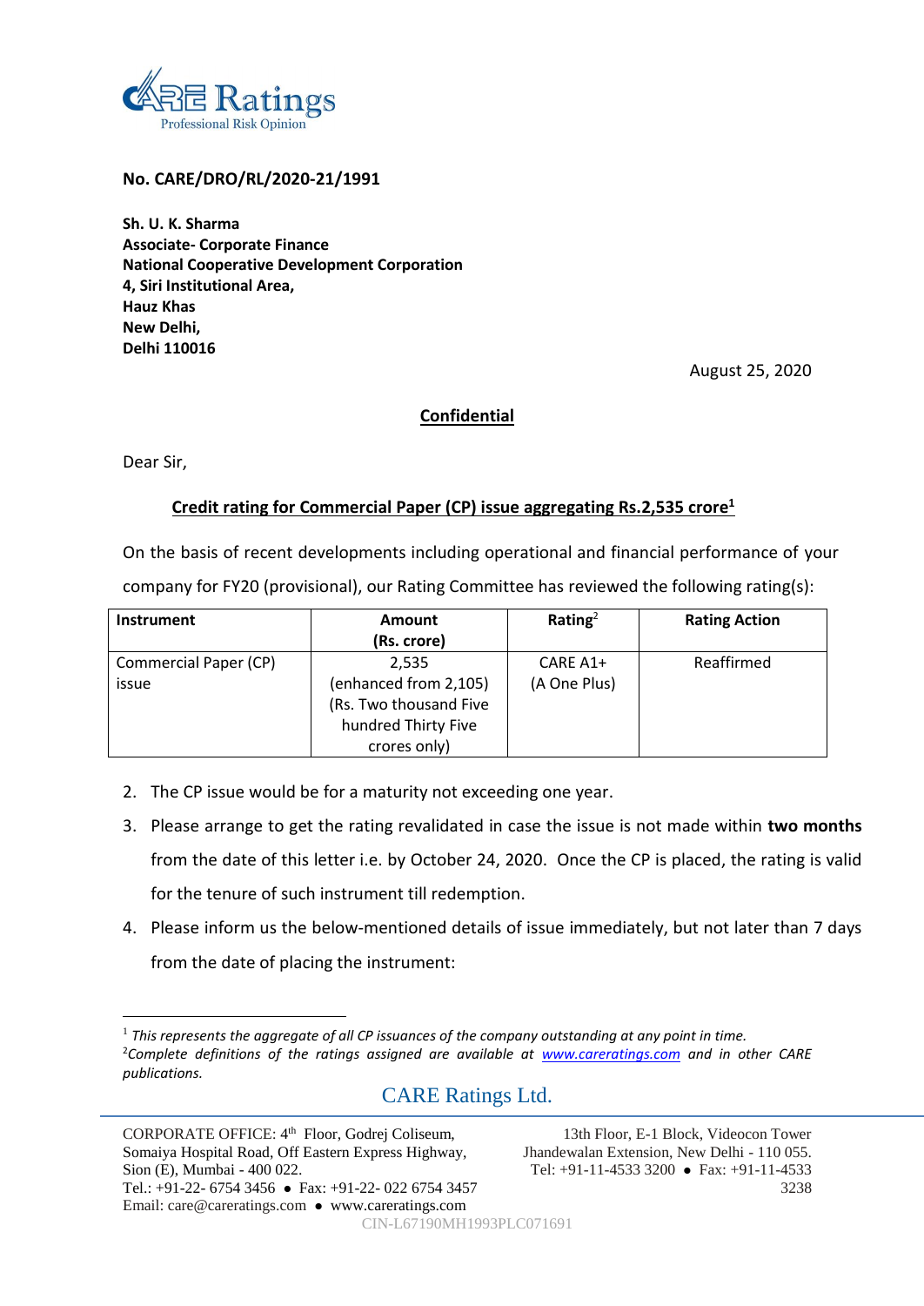**No. CARE/DRO/RL/2020-21/1991**

**Sh. U. K. Sharma**
**Associate- Corporate Finance**
**National Cooperative Development Corporation**
**4, Siri Institutional Area,**
**Hauz Khas**
**New Delhi,**
**Delhi 110016**

August 25, 2020

**Confidential**

Dear Sir,

**Credit rating for Commercial Paper (CP) issue aggregating Rs.2,535 crore[1]**

On the basis of recent developments including operational and financial performance of your company for FY20 (provisional), our Rating Committee has reviewed the following rating(s):

| Instrument | Amount (Rs. crore) | Rating[2] | Rating Action |
|---|---|---|---|
| Commercial Paper (CP) issue | 2,535 (enhanced from 2,105) (Rs. Two thousand Five hundred Thirty Five crores only) | CARE A1+ (A One Plus) | Reaffirmed |

2. The CP issue would be for a maturity not exceeding one year.
3. Please arrange to get the rating revalidated in case the issue is not made within **two months** from the date of this letter i.e. by October 24, 2020. Once the CP is placed, the rating is valid for the tenure of such instrument till redemption.
4. Please inform us the below-mentioned details of issue immediately, but not later than 7 days from the date of placing the instrument:

[1] *This represents the aggregate of all CP issuances of the company outstanding at any point in time.*
[2] *Complete definitions of the ratings assigned are available at www.careratings.com and in other CARE publications.*

CARE Ratings Ltd.

CORPORATE OFFICE: 4th Floor, Godrej Coliseum, Somaiya Hospital Road, Off Eastern Express Highway, Sion (E), Mumbai - 400 022.
Tel.: +91-22- 6754 3456 • Fax: +91-22- 022 6754 3457
Email: care@careratings.com • www.careratings.com

13th Floor, E-1 Block, Videocon Tower Jhandewalan Extension, New Delhi - 110 055.
Tel: +91-11-4533 3200 • Fax: +91-11-4533 3238

CIN-L67190MH1993PLC071691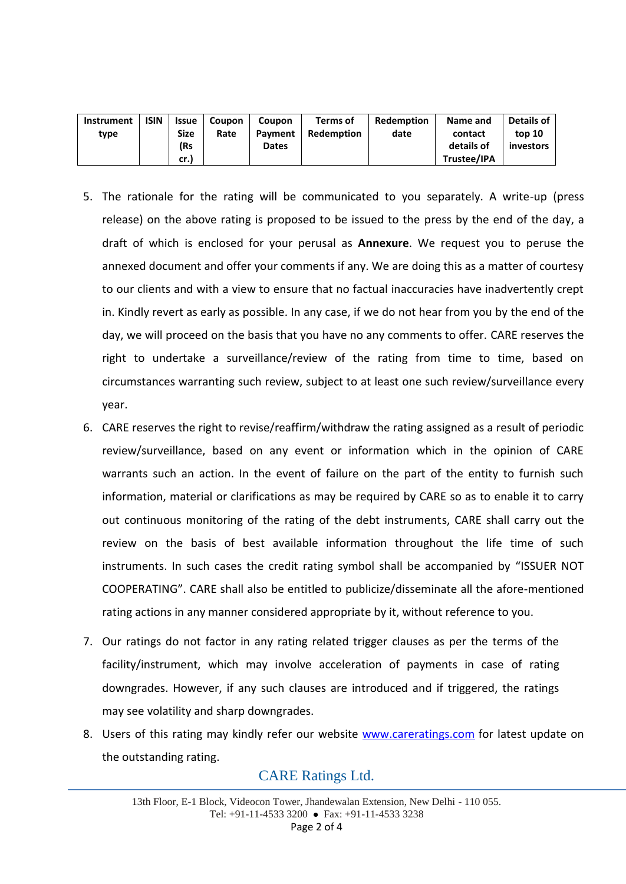| Instrument type | ISIN | Issue Size (Rs cr.) | Coupon Rate | Coupon Payment Dates | Terms of Redemption | Redemption date | Name and contact details of Trustee/IPA | Details of top 10 investors |
|---|---|---|---|---|---|---|---|---|

5. The rationale for the rating will be communicated to you separately. A write-up (press release) on the above rating is proposed to be issued to the press by the end of the day, a draft of which is enclosed for your perusal as **Annexure**. We request you to peruse the annexed document and offer your comments if any. We are doing this as a matter of courtesy to our clients and with a view to ensure that no factual inaccuracies have inadvertently crept in. Kindly revert as early as possible. In any case, if we do not hear from you by the end of the day, we will proceed on the basis that you have no any comments to offer. CARE reserves the right to undertake a surveillance/review of the rating from time to time, based on circumstances warranting such review, subject to at least one such review/surveillance every year.
6. CARE reserves the right to revise/reaffirm/withdraw the rating assigned as a result of periodic review/surveillance, based on any event or information which in the opinion of CARE warrants such an action. In the event of failure on the part of the entity to furnish such information, material or clarifications as may be required by CARE so as to enable it to carry out continuous monitoring of the rating of the debt instruments, CARE shall carry out the review on the basis of best available information throughout the life time of such instruments. In such cases the credit rating symbol shall be accompanied by "ISSUER NOT COOPERATING". CARE shall also be entitled to publicize/disseminate all the afore-mentioned rating actions in any manner considered appropriate by it, without reference to you.
7. Our ratings do not factor in any rating related trigger clauses as per the terms of the facility/instrument, which may involve acceleration of payments in case of rating downgrades. However, if any such clauses are introduced and if triggered, the ratings may see volatility and sharp downgrades.
8. Users of this rating may kindly refer our website www.careratings.com for latest update on the outstanding rating.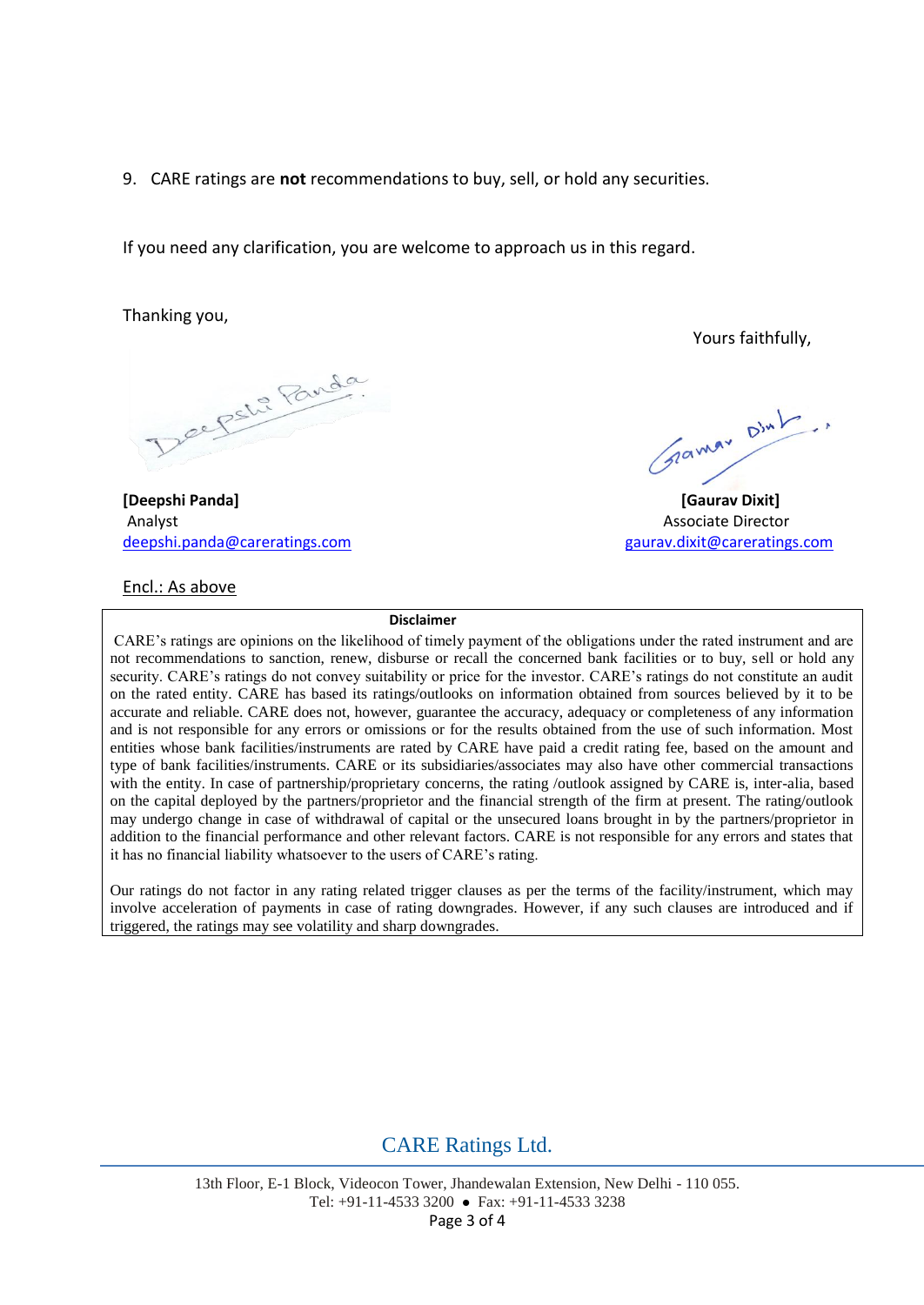9. CARE ratings are **not** recommendations to buy, sell, or hold any securities.

If you need any clarification, you are welcome to approach us in this regard.

Thanking you,

Yours faithfully,

**[Deepshi Panda]**
Analyst
deepshi.panda@careratings.com

**[Gaurav Dixit]**
Associate Director
gaurav.dixit@careratings.com

Encl.: As above

**Disclaimer**

CARE's ratings are opinions on the likelihood of timely payment of the obligations under the rated instrument and are not recommendations to sanction, renew, disburse or recall the concerned bank facilities or to buy, sell or hold any security. CARE's ratings do not convey suitability or price for the investor. CARE's ratings do not constitute an audit on the rated entity. CARE has based its ratings/outlooks on information obtained from sources believed by it to be accurate and reliable. CARE does not, however, guarantee the accuracy, adequacy or completeness of any information and is not responsible for any errors or omissions or for the results obtained from the use of such information. Most entities whose bank facilities/instruments are rated by CARE have paid a credit rating fee, based on the amount and type of bank facilities/instruments. CARE or its subsidiaries/associates may also have other commercial transactions with the entity. In case of partnership/proprietary concerns, the rating /outlook assigned by CARE is, inter-alia, based on the capital deployed by the partners/proprietor and the financial strength of the firm at present. The rating/outlook may undergo change in case of withdrawal of capital or the unsecured loans brought in by the partners/proprietor in addition to the financial performance and other relevant factors. CARE is not responsible for any errors and states that it has no financial liability whatsoever to the users of CARE's rating.

Our ratings do not factor in any rating related trigger clauses as per the terms of the facility/instrument, which may involve acceleration of payments in case of rating downgrades. However, if any such clauses are introduced and if triggered, the ratings may see volatility and sharp downgrades.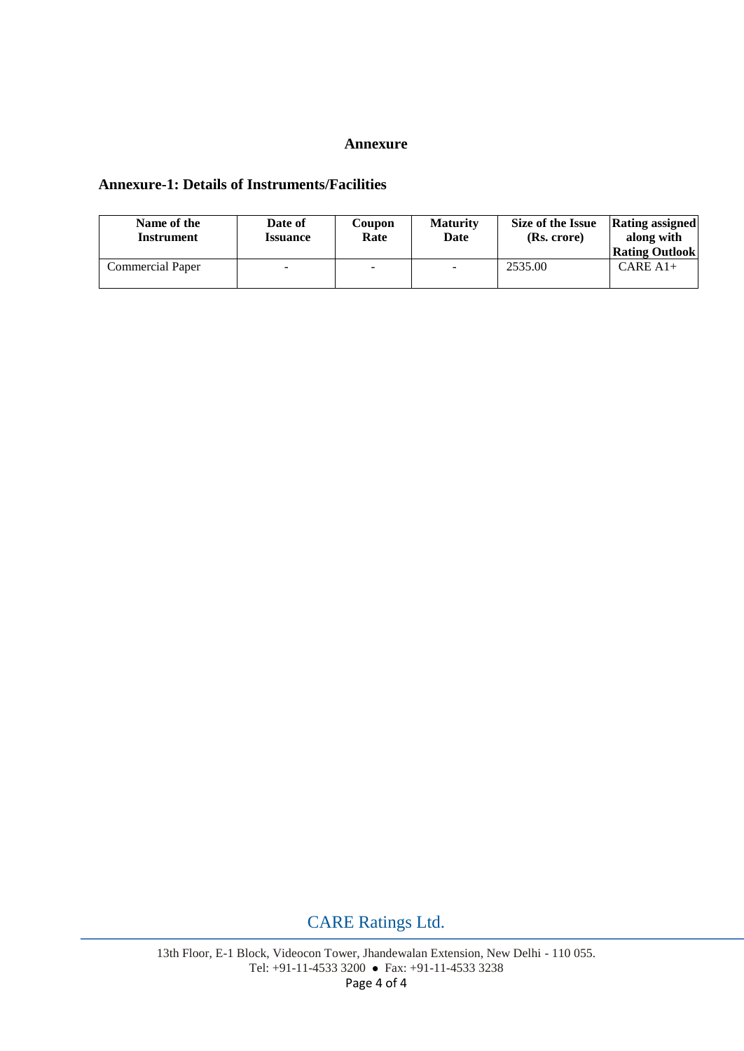## Annexure

### Annexure-1: Details of Instruments/Facilities

| Name of the Instrument | Date of Issuance | Coupon Rate | Maturity Date | Size of the Issue (Rs. crore) | Rating assigned along with Rating Outlook |
|---|---|---|---|---|---|
| Commercial Paper | - | - | - | 2535.00 | CARE A1+ |